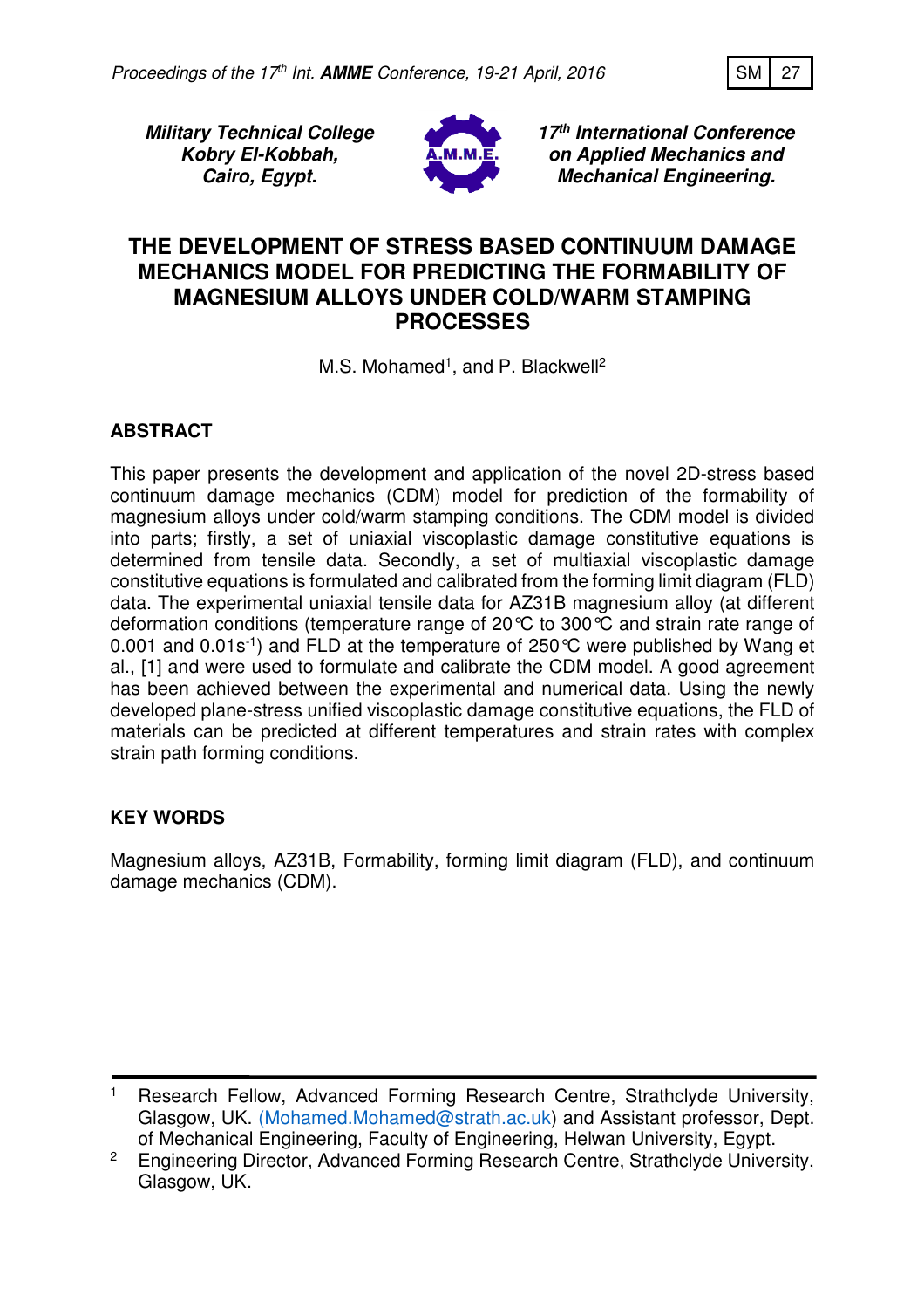**Military Technical College**
**Kobry El-Kobbah,**
**Cairo, Egypt.**

**17th International Conference on Applied Mechanics and Mechanical Engineering.**

# THE DEVELOPMENT OF STRESS BASED CONTINUUM DAMAGE MECHANICS MODEL FOR PREDICTING THE FORMABILITY OF MAGNESIUM ALLOYS UNDER COLD/WARM STAMPING PROCESSES

M.S. Mohamed[1], and P. Blackwell[2]

## ABSTRACT

This paper presents the development and application of the novel 2D-stress based continuum damage mechanics (CDM) model for prediction of the formability of magnesium alloys under cold/warm stamping conditions. The CDM model is divided into parts; firstly, a set of uniaxial viscoplastic damage constitutive equations is determined from tensile data. Secondly, a set of multiaxial viscoplastic damage constitutive equations is formulated and calibrated from the forming limit diagram (FLD) data. The experimental uniaxial tensile data for AZ31B magnesium alloy (at different deformation conditions (temperature range of 20℃ to 300℃ and strain rate range of 0.001 and 0.01$s^{-1}$) and FLD at the temperature of 250℃ were published by Wang et al., [1] and were used to formulate and calibrate the CDM model. A good agreement has been achieved between the experimental and numerical data. Using the newly developed plane-stress unified viscoplastic damage constitutive equations, the FLD of materials can be predicted at different temperatures and strain rates with complex strain path forming conditions.

## KEY WORDS

Magnesium alloys, AZ31B, Formability, forming limit diagram (FLD), and continuum damage mechanics (CDM).

---

[1] Research Fellow, Advanced Forming Research Centre, Strathclyde University, Glasgow, UK. (Mohamed.Mohamed@strath.ac.uk) and Assistant professor, Dept. of Mechanical Engineering, Faculty of Engineering, Helwan University, Egypt.

[2] Engineering Director, Advanced Forming Research Centre, Strathclyde University, Glasgow, UK.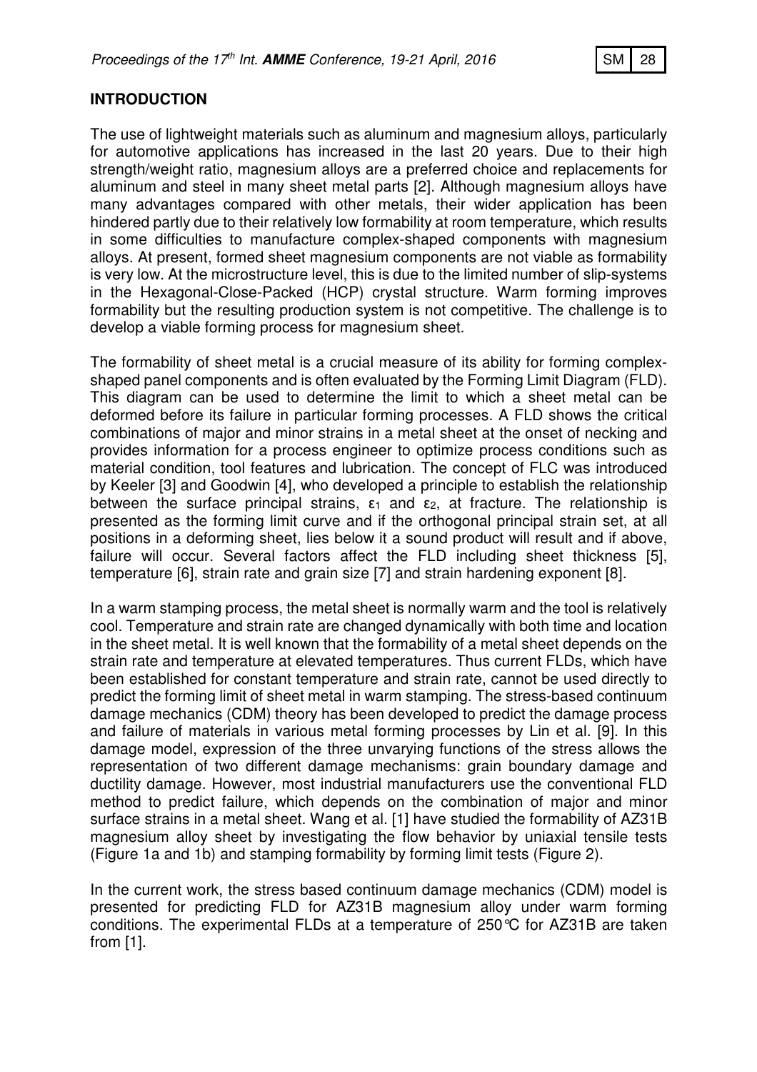## INTRODUCTION

The use of lightweight materials such as aluminum and magnesium alloys, particularly for automotive applications has increased in the last 20 years. Due to their high strength/weight ratio, magnesium alloys are a preferred choice and replacements for aluminum and steel in many sheet metal parts [2]. Although magnesium alloys have many advantages compared with other metals, their wider application has been hindered partly due to their relatively low formability at room temperature, which results in some difficulties to manufacture complex-shaped components with magnesium alloys. At present, formed sheet magnesium components are not viable as formability is very low. At the microstructure level, this is due to the limited number of slip-systems in the Hexagonal-Close-Packed (HCP) crystal structure. Warm forming improves formability but the resulting production system is not competitive. The challenge is to develop a viable forming process for magnesium sheet.

The formability of sheet metal is a crucial measure of its ability for forming complex-shaped panel components and is often evaluated by the Forming Limit Diagram (FLD). This diagram can be used to determine the limit to which a sheet metal can be deformed before its failure in particular forming processes. A FLD shows the critical combinations of major and minor strains in a metal sheet at the onset of necking and provides information for a process engineer to optimize process conditions such as material condition, tool features and lubrication. The concept of FLC was introduced by Keeler [3] and Goodwin [4], who developed a principle to establish the relationship between the surface principal strains, $\varepsilon_1$ and $\varepsilon_2$, at fracture. The relationship is presented as the forming limit curve and if the orthogonal principal strain set, at all positions in a deforming sheet, lies below it a sound product will result and if above, failure will occur. Several factors affect the FLD including sheet thickness [5], temperature [6], strain rate and grain size [7] and strain hardening exponent [8].

In a warm stamping process, the metal sheet is normally warm and the tool is relatively cool. Temperature and strain rate are changed dynamically with both time and location in the sheet metal. It is well known that the formability of a metal sheet depends on the strain rate and temperature at elevated temperatures. Thus current FLDs, which have been established for constant temperature and strain rate, cannot be used directly to predict the forming limit of sheet metal in warm stamping. The stress-based continuum damage mechanics (CDM) theory has been developed to predict the damage process and failure of materials in various metal forming processes by Lin et al. [9]. In this damage model, expression of the three unvarying functions of the stress allows the representation of two different damage mechanisms: grain boundary damage and ductility damage. However, most industrial manufacturers use the conventional FLD method to predict failure, which depends on the combination of major and minor surface strains in a metal sheet. Wang et al. [1] have studied the formability of AZ31B magnesium alloy sheet by investigating the flow behavior by uniaxial tensile tests (Figure 1a and 1b) and stamping formability by forming limit tests (Figure 2).

In the current work, the stress based continuum damage mechanics (CDM) model is presented for predicting FLD for AZ31B magnesium alloy under warm forming conditions. The experimental FLDs at a temperature of 250°C for AZ31B are taken from [1].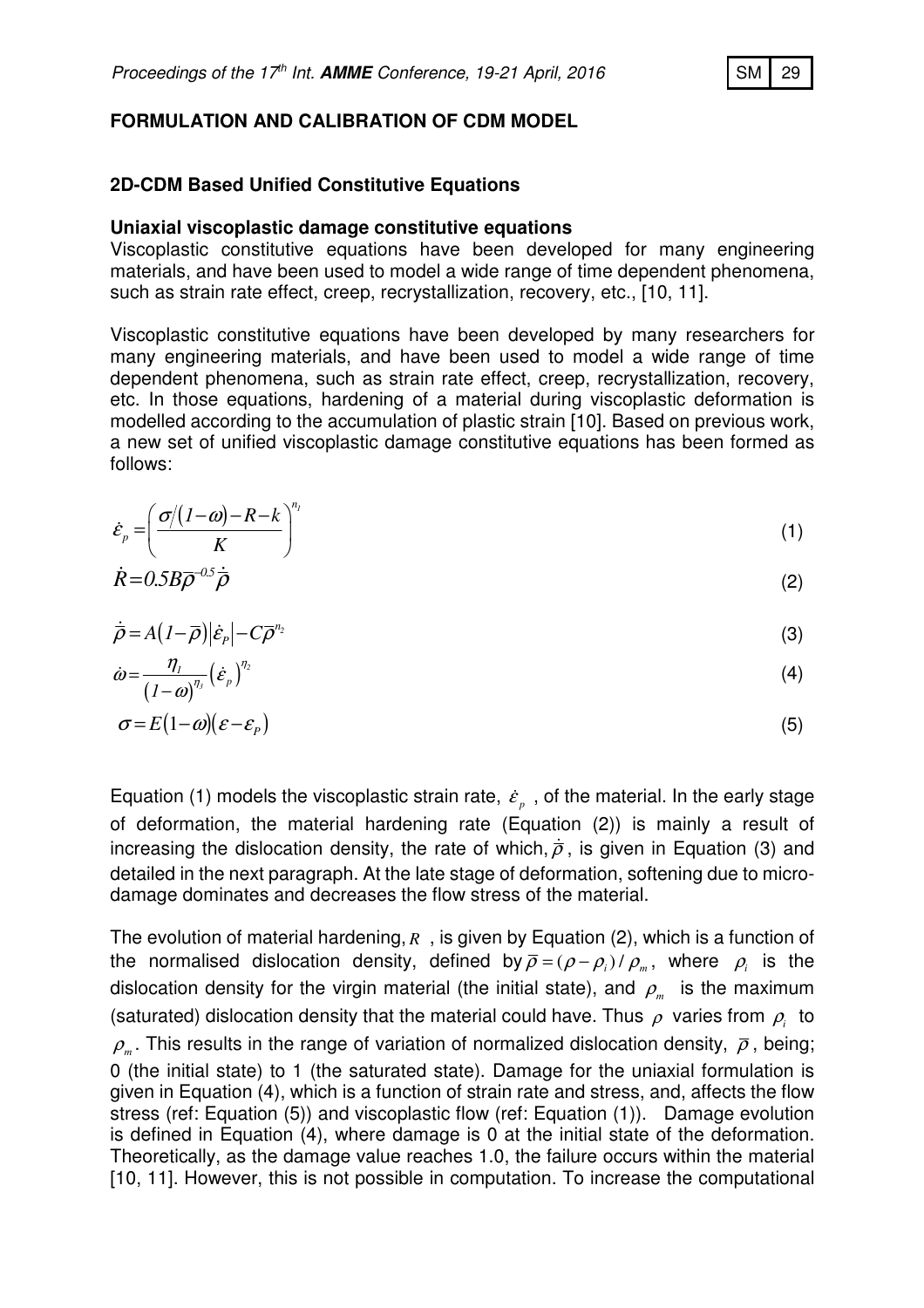## FORMULATION AND CALIBRATION OF CDM MODEL

### 2D-CDM Based Unified Constitutive Equations

#### Uniaxial viscoplastic damage constitutive equations

Viscoplastic constitutive equations have been developed for many engineering materials, and have been used to model a wide range of time dependent phenomena, such as strain rate effect, creep, recrystallization, recovery, etc., [10, 11].

Viscoplastic constitutive equations have been developed by many researchers for many engineering materials, and have been used to model a wide range of time dependent phenomena, such as strain rate effect, creep, recrystallization, recovery, etc. In those equations, hardening of a material during viscoplastic deformation is modelled according to the accumulation of plastic strain [10]. Based on previous work, a new set of unified viscoplastic damage constitutive equations has been formed as follows:

$$\dot{\varepsilon}_p = \left( \frac{\sigma/(1-\omega) - R - k}{K} \right)^{n_1} \tag{1}$$

$$\dot{R} = 0.5B\bar{\rho}^{-0.5}\dot{\bar{\rho}} \tag{2}$$

$$\dot{\bar{\rho}} = A(1-\bar{\rho})|\dot{\varepsilon}_P| - C\bar{\rho}^{n_2} \tag{3}$$

$$\dot{\omega} = \frac{\eta_1}{(1-\omega)^{\eta_3}}(\dot{\varepsilon}_p)^{\eta_2} \tag{4}$$

$$\sigma = E(1-\omega)(\varepsilon - \varepsilon_P) \tag{5}$$

Equation (1) models the viscoplastic strain rate, $\dot{\varepsilon}_p$, of the material. In the early stage of deformation, the material hardening rate (Equation (2)) is mainly a result of increasing the dislocation density, the rate of which, $\dot{\bar{\rho}}$, is given in Equation (3) and detailed in the next paragraph. At the late stage of deformation, softening due to micro-damage dominates and decreases the flow stress of the material.

The evolution of material hardening, $R$, is given by Equation (2), which is a function of the normalised dislocation density, defined by $\bar{\rho} = (\rho - \rho_i)/\rho_m$, where $\rho_i$ is the dislocation density for the virgin material (the initial state), and $\rho_m$ is the maximum (saturated) dislocation density that the material could have. Thus $\rho$ varies from $\rho_i$ to $\rho_m$. This results in the range of variation of normalized dislocation density, $\bar{\rho}$, being; 0 (the initial state) to 1 (the saturated state). Damage for the uniaxial formulation is given in Equation (4), which is a function of strain rate and stress, and, affects the flow stress (ref: Equation (5)) and viscoplastic flow (ref: Equation (1)). Damage evolution is defined in Equation (4), where damage is 0 at the initial state of the deformation. Theoretically, as the damage value reaches 1.0, the failure occurs within the material [10, 11]. However, this is not possible in computation. To increase the computational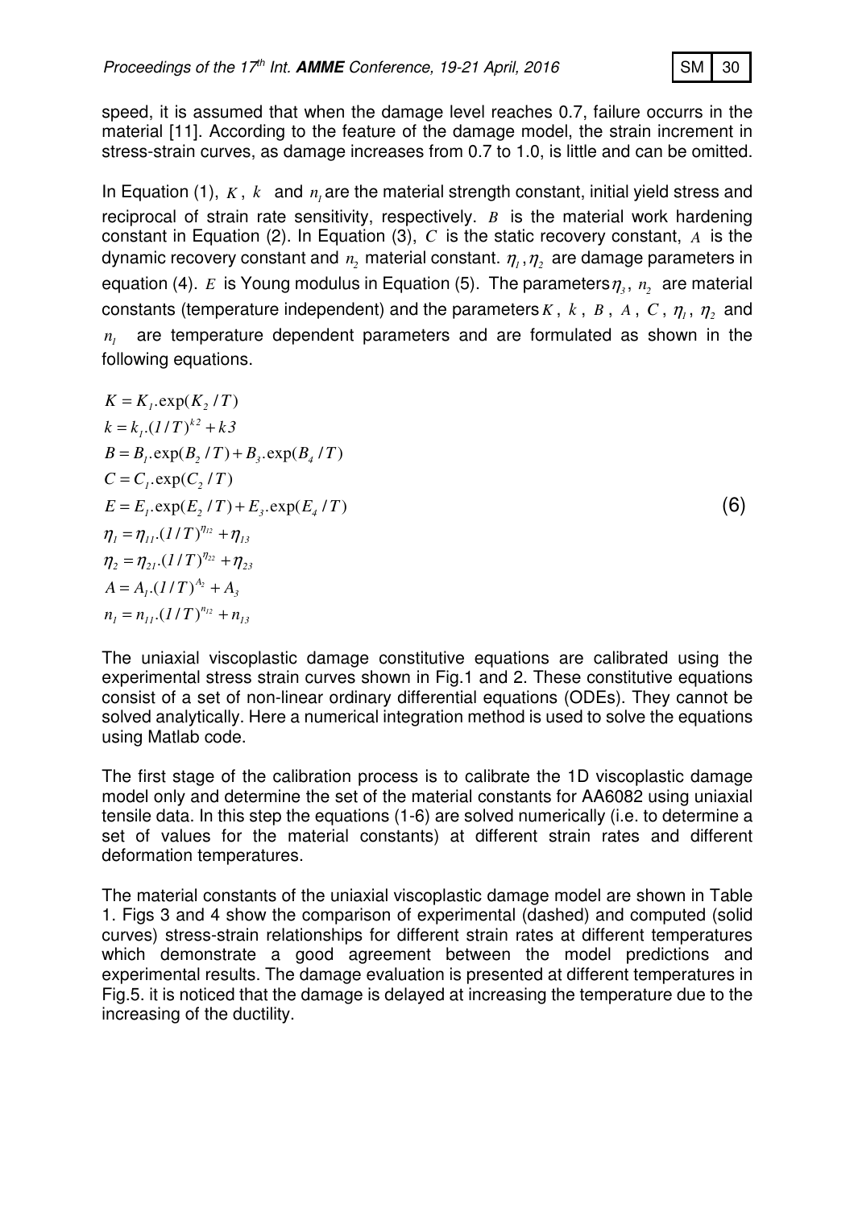speed, it is assumed that when the damage level reaches 0.7, failure occurrs in the material [11]. According to the feature of the damage model, the strain increment in stress-strain curves, as damage increases from 0.7 to 1.0, is little and can be omitted.

In Equation (1), $K$, $k$ and $n_1$ are the material strength constant, initial yield stress and reciprocal of strain rate sensitivity, respectively. $B$ is the material work hardening constant in Equation (2). In Equation (3), $C$ is the static recovery constant, $A$ is the dynamic recovery constant and $n_2$ material constant. $\eta_1, \eta_2$ are damage parameters in equation (4). $E$ is Young modulus in Equation (5). The parameters $\eta_3$, $n_2$ are material constants (temperature independent) and the parameters $K$, $k$, $B$, $A$, $C$, $\eta_1$, $\eta_2$ and $n_1$ are temperature dependent parameters and are formulated as shown in the following equations.

$$
\begin{aligned}
&K = K_1.\exp(K_2 / T) \\
&k = k_1.(1/T)^{k2} + k3 \\
&B = B_1.\exp(B_2 / T) + B_3.\exp(B_4 / T) \\
&C = C_1.\exp(C_2 / T) \\
&E = E_1.\exp(E_2 / T) + E_3.\exp(E_4 / T) \\
&\eta_1 = \eta_{11}.(1/T)^{\eta_{12}} + \eta_{13} \\
&\eta_2 = \eta_{21}.(1/T)^{\eta_{22}} + \eta_{23} \\
&A = A_1.(1/T)^{A_2} + A_3 \\
&n_1 = n_{11}.(1/T)^{n_{12}} + n_{13}
\end{aligned}
\tag{6}
$$

The uniaxial viscoplastic damage constitutive equations are calibrated using the experimental stress strain curves shown in Fig.1 and 2. These constitutive equations consist of a set of non-linear ordinary differential equations (ODEs). They cannot be solved analytically. Here a numerical integration method is used to solve the equations using Matlab code.

The first stage of the calibration process is to calibrate the 1D viscoplastic damage model only and determine the set of the material constants for AA6082 using uniaxial tensile data. In this step the equations (1-6) are solved numerically (i.e. to determine a set of values for the material constants) at different strain rates and different deformation temperatures.

The material constants of the uniaxial viscoplastic damage model are shown in Table 1. Figs 3 and 4 show the comparison of experimental (dashed) and computed (solid curves) stress-strain relationships for different strain rates at different temperatures which demonstrate a good agreement between the model predictions and experimental results. The damage evaluation is presented at different temperatures in Fig.5. it is noticed that the damage is delayed at increasing the temperature due to the increasing of the ductility.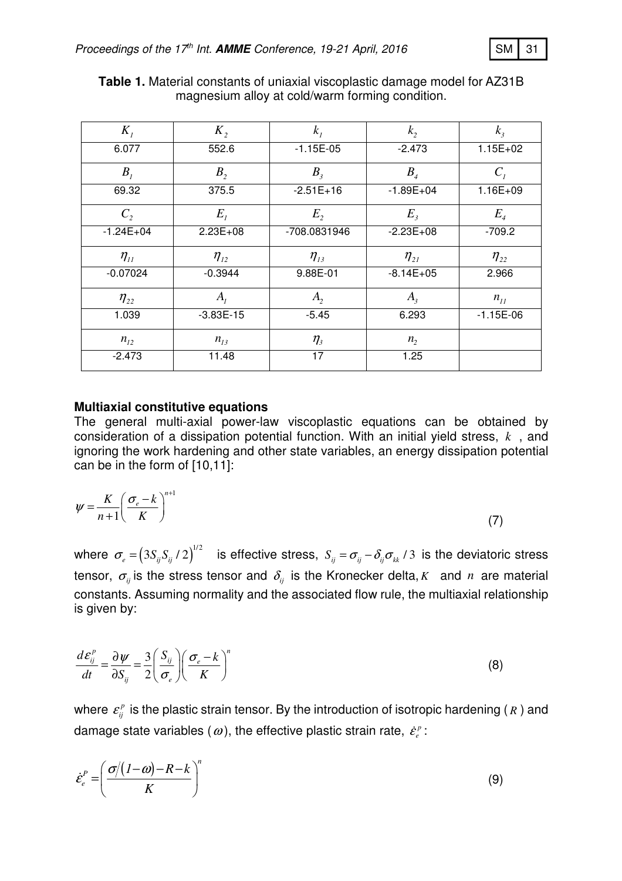**Table 1.** Material constants of uniaxial viscoplastic damage model for AZ31B magnesium alloy at cold/warm forming condition.

| $K_1$ | $K_2$ | $k_1$ | $k_2$ | $k_3$ |
|---|---|---|---|---|
| 6.077 | 552.6 | -1.15E-05 | -2.473 | 1.15E+02 |
| $B_1$ | $B_2$ | $B_3$ | $B_4$ | $C_1$ |
| 69.32 | 375.5 | -2.51E+16 | -1.89E+04 | 1.16E+09 |
| $C_2$ | $E_1$ | $E_2$ | $E_3$ | $E_4$ |
| -1.24E+04 | 2.23E+08 | -708.0831946 | -2.23E+08 | -709.2 |
| $\eta_{11}$ | $\eta_{12}$ | $\eta_{13}$ | $\eta_{21}$ | $\eta_{22}$ |
| -0.07024 | -0.3944 | 9.88E-01 | -8.14E+05 | 2.966 |
| $\eta_{22}$ | $A_1$ | $A_2$ | $A_3$ | $n_{11}$ |
| 1.039 | -3.83E-15 | -5.45 | 6.293 | -1.15E-06 |
| $n_{12}$ | $n_{13}$ | $\eta_3$ | $n_2$ | |
| -2.473 | 11.48 | 17 | 1.25 | |

**Multiaxial constitutive equations**

The general multi-axial power-law viscoplastic equations can be obtained by consideration of a dissipation potential function. With an initial yield stress, $k$, and ignoring the work hardening and other state variables, an energy dissipation potential can be in the form of [10,11]:

$$\psi = \frac{K}{n+1}\left(\frac{\sigma_e - k}{K}\right)^{n+1} \tag{7}$$

where $\sigma_e = \left(3S_{ij}S_{ij}/2\right)^{1/2}$ is effective stress, $S_{ij} = \sigma_{ij} - \delta_{ij}\sigma_{kk}/3$ is the deviatoric stress tensor, $\sigma_{ij}$ is the stress tensor and $\delta_{ij}$ is the Kronecker delta, $K$ and $n$ are material constants. Assuming normality and the associated flow rule, the multiaxial relationship is given by:

$$\frac{d\varepsilon_{ij}^p}{dt} = \frac{\partial \psi}{\partial S_{ij}} = \frac{3}{2}\left(\frac{S_{ij}}{\sigma_e}\right)\left(\frac{\sigma_e - k}{K}\right)^n \tag{8}$$

where $\varepsilon_{ij}^p$ is the plastic strain tensor. By the introduction of isotropic hardening ($R$) and damage state variables ($\omega$), the effective plastic strain rate, $\dot{\varepsilon}_e^p$:

$$\dot{\varepsilon}_e^P = \left(\frac{\sigma/(1-\omega) - R - k}{K}\right)^n \tag{9}$$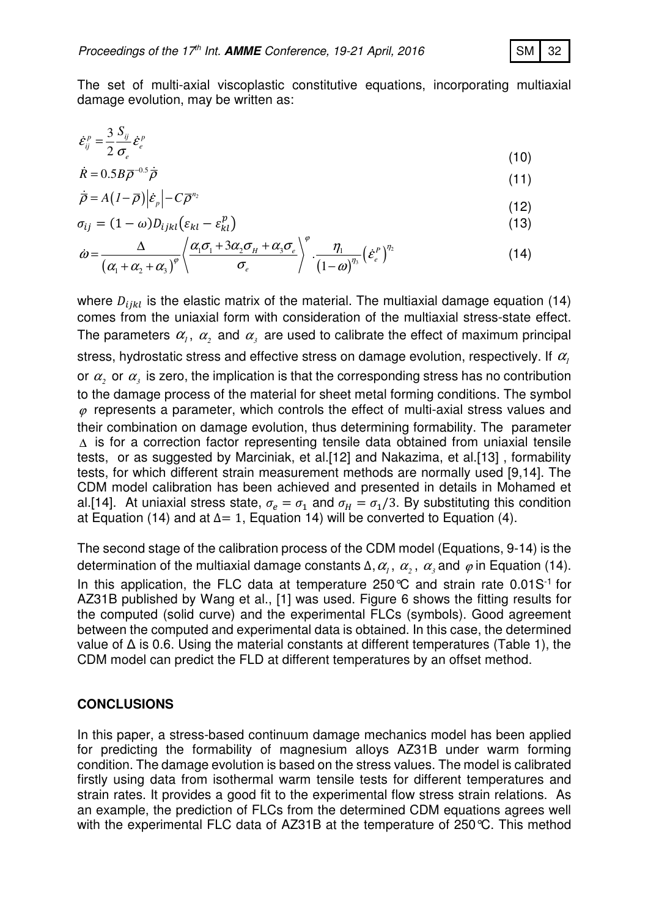The set of multi-axial viscoplastic constitutive equations, incorporating multiaxial damage evolution, may be written as:

$$\dot{\varepsilon}_{ij}^{p} = \frac{3}{2}\frac{S_{ij}}{\sigma_{e}}\dot{\varepsilon}_{e}^{p} \tag{10}$$

$$\dot{R} = 0.5B\bar{\rho}^{-0.5}\dot{\bar{\rho}} \tag{11}$$

$$\dot{\bar{\rho}} = A\left(1-\bar{\rho}\right)\left|\dot{\varepsilon}_{p}\right| - C\bar{\rho}^{n_2} \tag{12}$$

$$\sigma_{ij} = (1-\omega)D_{ijkl}\left(\varepsilon_{kl} - \varepsilon_{kl}^{p}\right) \tag{13}$$

$$\dot{\omega} = \frac{\Delta}{\left(\alpha_1+\alpha_2+\alpha_3\right)^{\varphi}}\left\langle \frac{\alpha_1\sigma_1 + 3\alpha_2\sigma_H + \alpha_3\sigma_e}{\sigma_e}\right\rangle^{\varphi} \cdot \frac{\eta_1}{\left(1-\omega\right)^{\eta_3}}\left(\dot{\varepsilon}_{e}^{P}\right)^{\eta_2} \tag{14}$$

where $D_{ijkl}$ is the elastic matrix of the material. The multiaxial damage equation (14) comes from the uniaxial form with consideration of the multiaxial stress-state effect. The parameters $\alpha_1$, $\alpha_2$ and $\alpha_3$ are used to calibrate the effect of maximum principal stress, hydrostatic stress and effective stress on damage evolution, respectively. If $\alpha_1$ or $\alpha_2$ or $\alpha_3$ is zero, the implication is that the corresponding stress has no contribution to the damage process of the material for sheet metal forming conditions. The symbol $\varphi$ represents a parameter, which controls the effect of multi-axial stress values and their combination on damage evolution, thus determining formability. The parameter $\Delta$ is for a correction factor representing tensile data obtained from uniaxial tensile tests, or as suggested by Marciniak, et al.[12] and Nakazima, et al.[13] , formability tests, for which different strain measurement methods are normally used [9,14]. The CDM model calibration has been achieved and presented in details in Mohamed et al.[14]. At uniaxial stress state, $\sigma_e = \sigma_1$ and $\sigma_H = \sigma_1/3$. By substituting this condition at Equation (14) and at $\Delta = 1$, Equation 14) will be converted to Equation (4).

The second stage of the calibration process of the CDM model (Equations, 9-14) is the determination of the multiaxial damage constants $\Delta, \alpha_1$, $\alpha_2$, $\alpha_3$ and $\varphi$ in Equation (14). In this application, the FLC data at temperature 250℃ and strain rate $0.01S^{-1}$ for AZ31B published by Wang et al., [1] was used. Figure 6 shows the fitting results for the computed (solid curve) and the experimental FLCs (symbols). Good agreement between the computed and experimental data is obtained. In this case, the determined value of $\Delta$ is 0.6. Using the material constants at different temperatures (Table 1), the CDM model can predict the FLD at different temperatures by an offset method.

## CONCLUSIONS

In this paper, a stress-based continuum damage mechanics model has been applied for predicting the formability of magnesium alloys AZ31B under warm forming condition. The damage evolution is based on the stress values. The model is calibrated firstly using data from isothermal warm tensile tests for different temperatures and strain rates. It provides a good fit to the experimental flow stress strain relations. As an example, the prediction of FLCs from the determined CDM equations agrees well with the experimental FLC data of AZ31B at the temperature of 250℃. This method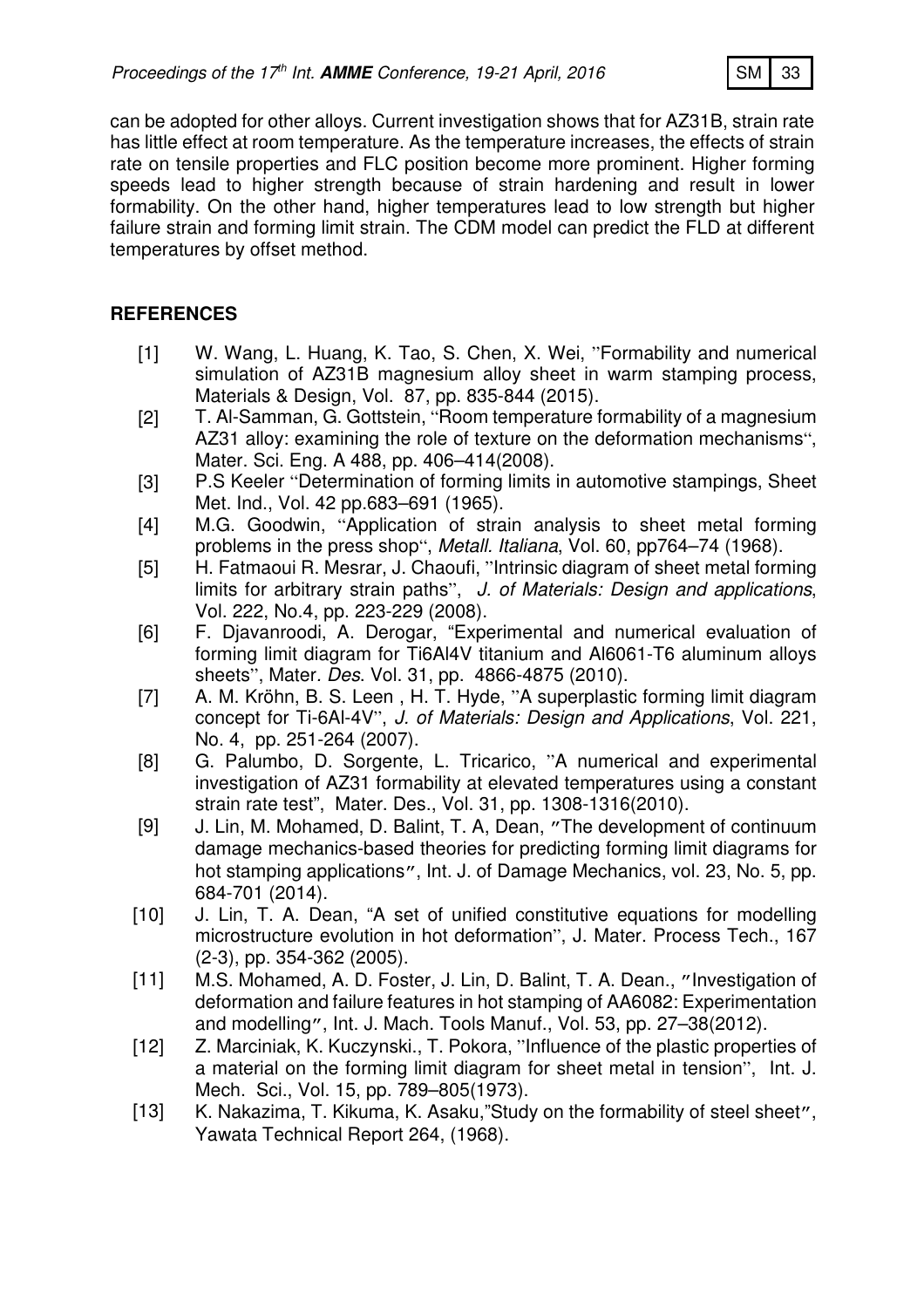can be adopted for other alloys. Current investigation shows that for AZ31B, strain rate has little effect at room temperature. As the temperature increases, the effects of strain rate on tensile properties and FLC position become more prominent. Higher forming speeds lead to higher strength because of strain hardening and result in lower formability. On the other hand, higher temperatures lead to low strength but higher failure strain and forming limit strain. The CDM model can predict the FLD at different temperatures by offset method.

## REFERENCES

[1] W. Wang, L. Huang, K. Tao, S. Chen, X. Wei, "Formability and numerical simulation of AZ31B magnesium alloy sheet in warm stamping process, Materials & Design, Vol. 87, pp. 835-844 (2015).

[2] T. Al-Samman, G. Gottstein, "Room temperature formability of a magnesium AZ31 alloy: examining the role of texture on the deformation mechanisms", Mater. Sci. Eng. A 488, pp. 406–414(2008).

[3] P.S Keeler "Determination of forming limits in automotive stampings, Sheet Met. Ind., Vol. 42 pp.683–691 (1965).

[4] M.G. Goodwin, "Application of strain analysis to sheet metal forming problems in the press shop", *Metall. Italiana*, Vol. 60, pp764–74 (1968).

[5] H. Fatmaoui R. Mesrar, J. Chaoufi, "Intrinsic diagram of sheet metal forming limits for arbitrary strain paths", *J. of Materials: Design and applications*, Vol. 222, No.4, pp. 223-229 (2008).

[6] F. Djavanroodi, A. Derogar, "Experimental and numerical evaluation of forming limit diagram for Ti6Al4V titanium and Al6061-T6 aluminum alloys sheets", Mater. *Des*. Vol. 31, pp. 4866-4875 (2010).

[7] A. M. Kröhn, B. S. Leen , H. T. Hyde, "A superplastic forming limit diagram concept for Ti-6Al-4V", *J. of Materials: Design and Applications*, Vol. 221, No. 4, pp. 251-264 (2007).

[8] G. Palumbo, D. Sorgente, L. Tricarico, "A numerical and experimental investigation of AZ31 formability at elevated temperatures using a constant strain rate test", Mater. Des., Vol. 31, pp. 1308-1316(2010).

[9] J. Lin, M. Mohamed, D. Balint, T. A, Dean, "The development of continuum damage mechanics-based theories for predicting forming limit diagrams for hot stamping applications", Int. J. of Damage Mechanics, vol. 23, No. 5, pp. 684-701 (2014).

[10] J. Lin, T. A. Dean, "A set of unified constitutive equations for modelling microstructure evolution in hot deformation", J. Mater. Process Tech., 167 (2-3), pp. 354-362 (2005).

[11] M.S. Mohamed, A. D. Foster, J. Lin, D. Balint, T. A. Dean., "Investigation of deformation and failure features in hot stamping of AA6082: Experimentation and modelling", Int. J. Mach. Tools Manuf., Vol. 53, pp. 27–38(2012).

[12] Z. Marciniak, K. Kuczynski., T. Pokora, "Influence of the plastic properties of a material on the forming limit diagram for sheet metal in tension", Int. J. Mech. Sci., Vol. 15, pp. 789–805(1973).

[13] K. Nakazima, T. Kikuma, K. Asaku,"Study on the formability of steel sheet", Yawata Technical Report 264, (1968).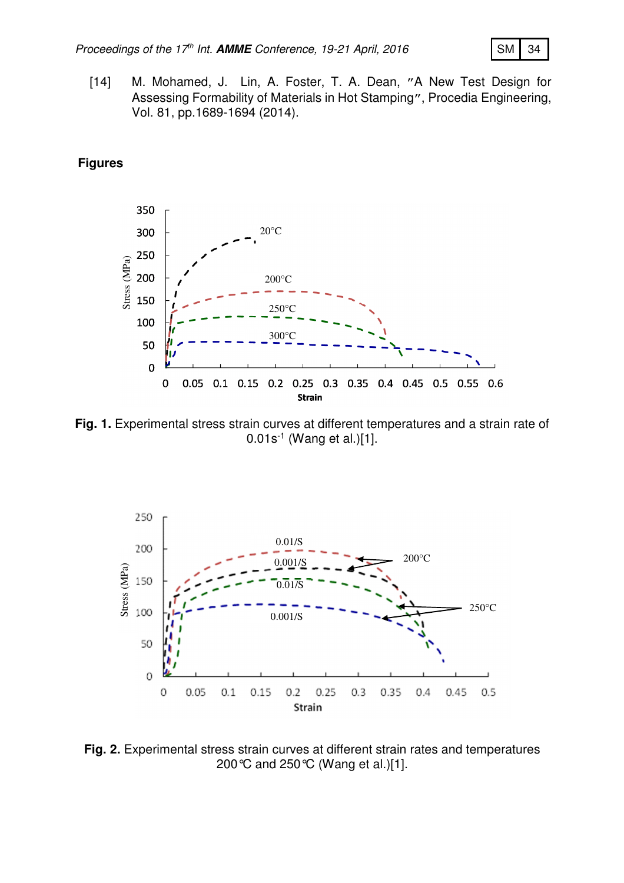[14] M. Mohamed, J. Lin, A. Foster, T. A. Dean, "A New Test Design for Assessing Formability of Materials in Hot Stamping", Procedia Engineering, Vol. 81, pp.1689-1694 (2014).

## Figures

**Fig. 1.** Experimental stress strain curves at different temperatures and a strain rate of $0.01s^{-1}$ (Wang et al.)[1].

**Fig. 2.** Experimental stress strain curves at different strain rates and temperatures 200℃ and 250℃ (Wang et al.)[1].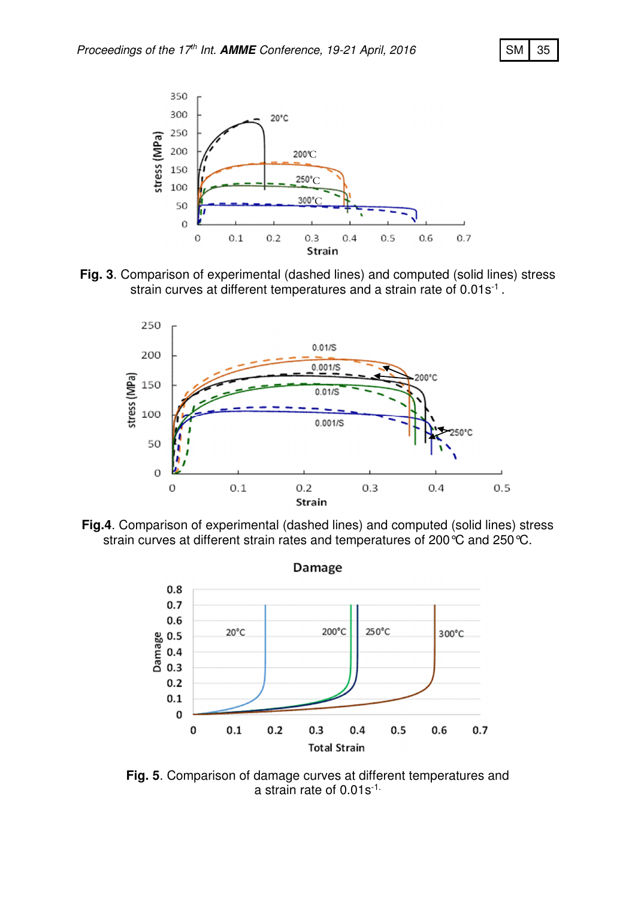**Fig. 3**. Comparison of experimental (dashed lines) and computed (solid lines) stress strain curves at different temperatures and a strain rate of 0.01s$^{-1}$ .

**Fig.4**. Comparison of experimental (dashed lines) and computed (solid lines) stress strain curves at different strain rates and temperatures of 200℃ and 250℃.

**Fig. 5**. Comparison of damage curves at different temperatures and a strain rate of 0.01s$^{-1}$.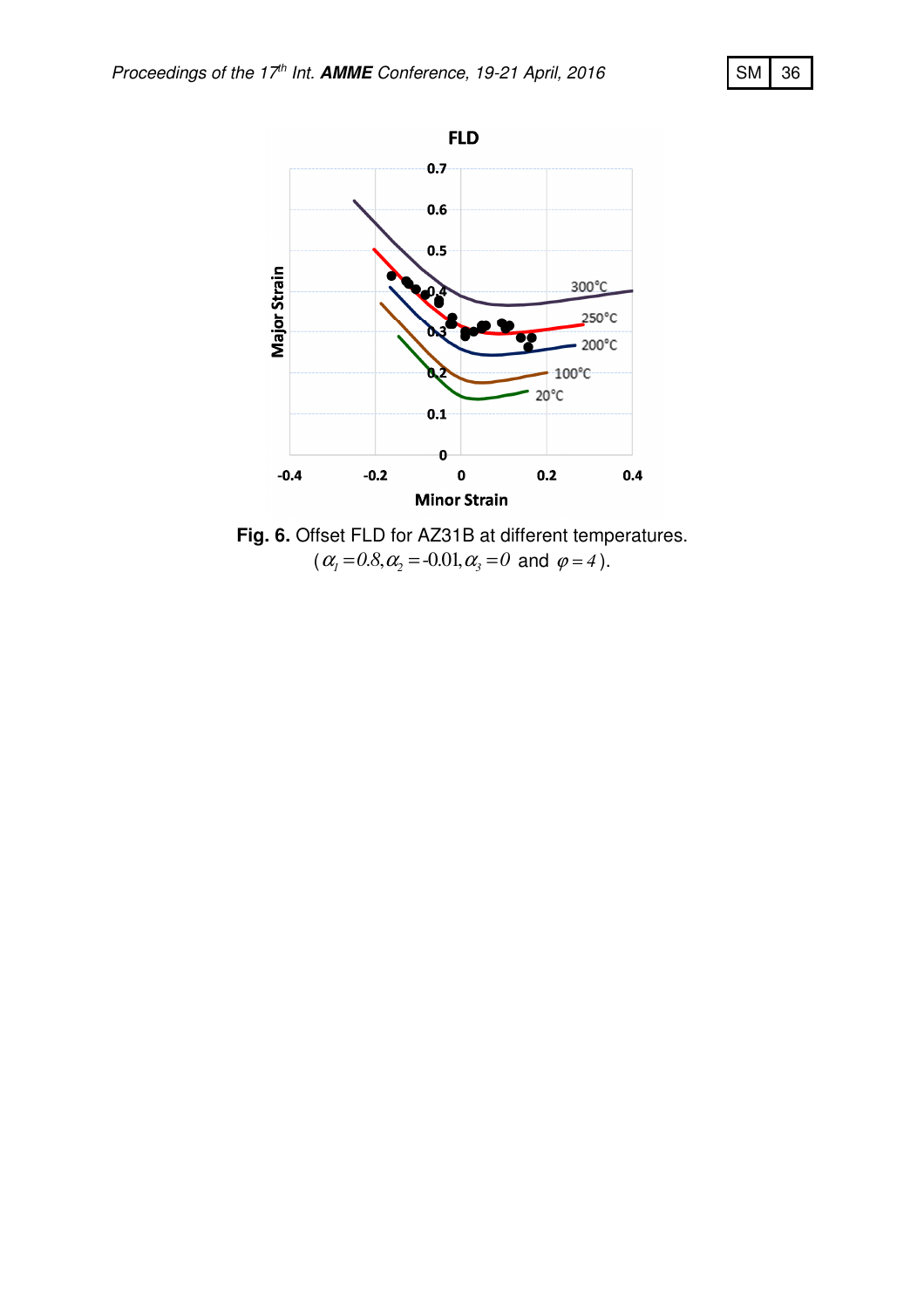FLD

0.7
0.6
0.5
0.4
0.3
0.2
0.1
0

-0.4
-0.2
0
0.2
0.4

Major Strain

Minor Strain

300°C
250°C
200°C
100°C
20°C

**Fig. 6.** Offset FLD for AZ31B at different temperatures.
($\alpha_1 = 0.8, \alpha_2 = -0.01, \alpha_3 = 0$ and $\varphi = 4$).